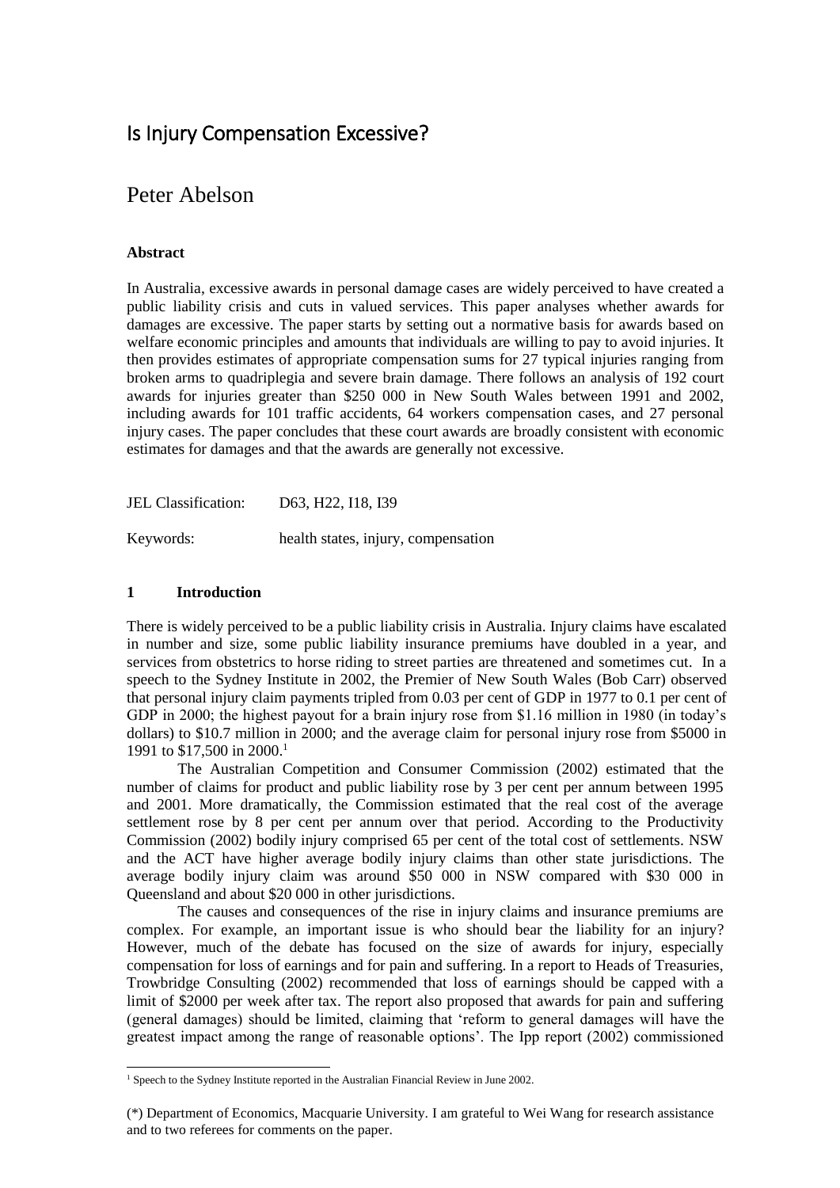# Is Injury Compensation Excessive?

## Peter Abelson

**Abstract**

In Australia, excessive awards in personal damage cases are widely perceived to have created a public liability crisis and cuts in valued services. This paper analyses whether awards for damages are excessive. The paper starts by setting out a normative basis for awards based on welfare economic principles and amounts that individuals are willing to pay to avoid injuries. It then provides estimates of appropriate compensation sums for 27 typical injuries ranging from broken arms to quadriplegia and severe brain damage. There follows an analysis of 192 court awards for injuries greater than $250 000 in New South Wales between 1991 and 2002, including awards for 101 traffic accidents, 64 workers compensation cases, and 27 personal injury cases. The paper concludes that these court awards are broadly consistent with economic estimates for damages and that the awards are generally not excessive.

JEL Classification: D63, H22, I18, I39

Keywords: health states, injury, compensation

### 1 Introduction

There is widely perceived to be a public liability crisis in Australia. Injury claims have escalated in number and size, some public liability insurance premiums have doubled in a year, and services from obstetrics to horse riding to street parties are threatened and sometimes cut. In a speech to the Sydney Institute in 2002, the Premier of New South Wales (Bob Carr) observed that personal injury claim payments tripled from 0.03 per cent of GDP in 1977 to 0.1 per cent of GDP in 2000; the highest payout for a brain injury rose from $1.16 million in 1980 (in today's dollars) to $10.7 million in 2000; and the average claim for personal injury rose from $5000 in 1991 to $17,500 in 2000.[1]

The Australian Competition and Consumer Commission (2002) estimated that the number of claims for product and public liability rose by 3 per cent per annum between 1995 and 2001. More dramatically, the Commission estimated that the real cost of the average settlement rose by 8 per cent per annum over that period. According to the Productivity Commission (2002) bodily injury comprised 65 per cent of the total cost of settlements. NSW and the ACT have higher average bodily injury claims than other state jurisdictions. The average bodily injury claim was around $50 000 in NSW compared with $30 000 in Queensland and about $20 000 in other jurisdictions.

The causes and consequences of the rise in injury claims and insurance premiums are complex. For example, an important issue is who should bear the liability for an injury? However, much of the debate has focused on the size of awards for injury, especially compensation for loss of earnings and for pain and suffering. In a report to Heads of Treasuries, Trowbridge Consulting (2002) recommended that loss of earnings should be capped with a limit of $2000 per week after tax. The report also proposed that awards for pain and suffering (general damages) should be limited, claiming that 'reform to general damages will have the greatest impact among the range of reasonable options'. The Ipp report (2002) commissioned

---

[1] Speech to the Sydney Institute reported in the Australian Financial Review in June 2002.

(*) Department of Economics, Macquarie University. I am grateful to Wei Wang for research assistance and to two referees for comments on the paper.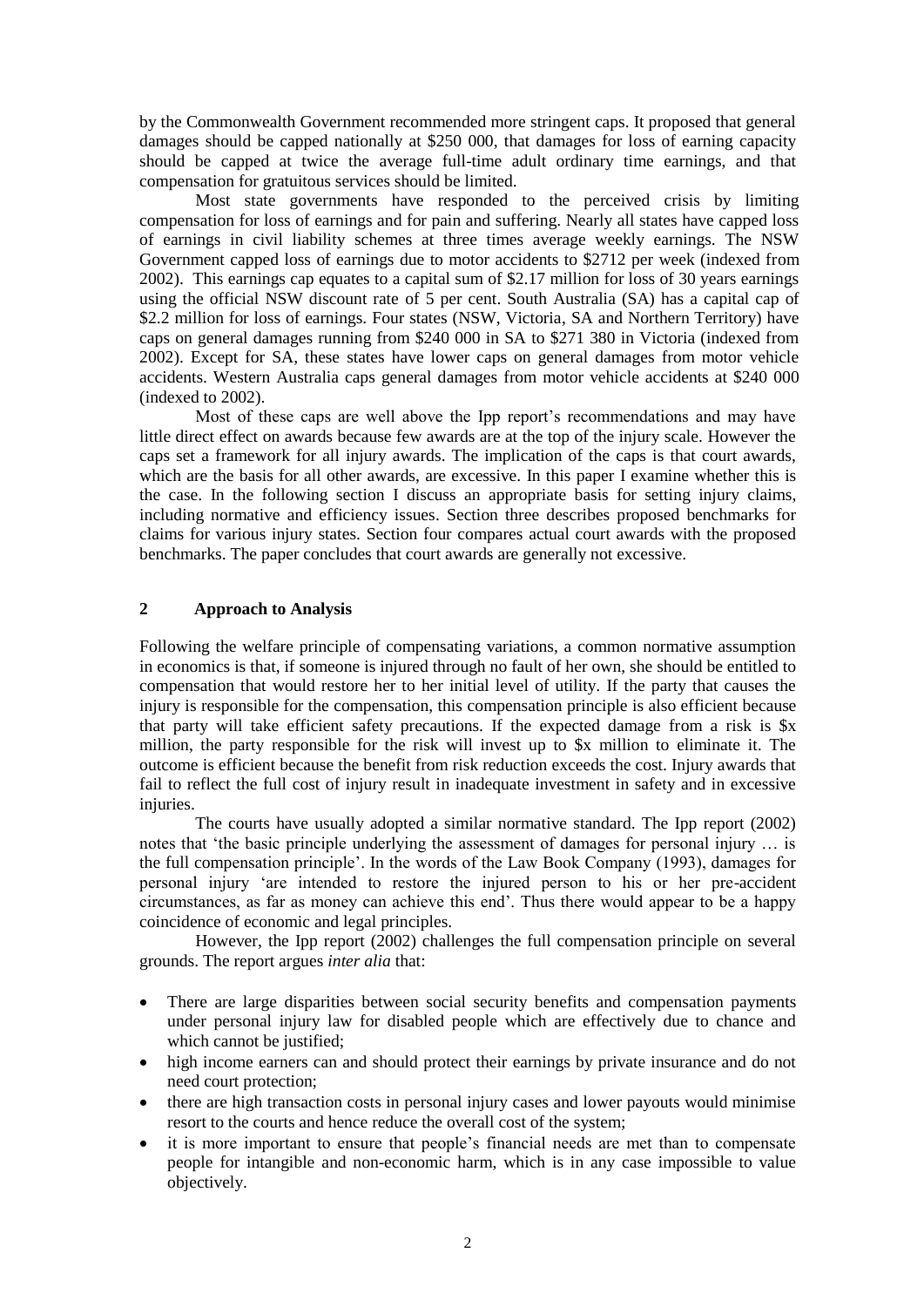by the Commonwealth Government recommended more stringent caps. It proposed that general damages should be capped nationally at $250 000, that damages for loss of earning capacity should be capped at twice the average full-time adult ordinary time earnings, and that compensation for gratuitous services should be limited.

Most state governments have responded to the perceived crisis by limiting compensation for loss of earnings and for pain and suffering. Nearly all states have capped loss of earnings in civil liability schemes at three times average weekly earnings. The NSW Government capped loss of earnings due to motor accidents to $2712 per week (indexed from 2002). This earnings cap equates to a capital sum of $2.17 million for loss of 30 years earnings using the official NSW discount rate of 5 per cent. South Australia (SA) has a capital cap of $2.2 million for loss of earnings. Four states (NSW, Victoria, SA and Northern Territory) have caps on general damages running from $240 000 in SA to $271 380 in Victoria (indexed from 2002). Except for SA, these states have lower caps on general damages from motor vehicle accidents. Western Australia caps general damages from motor vehicle accidents at $240 000 (indexed to 2002).

Most of these caps are well above the Ipp report's recommendations and may have little direct effect on awards because few awards are at the top of the injury scale. However the caps set a framework for all injury awards. The implication of the caps is that court awards, which are the basis for all other awards, are excessive. In this paper I examine whether this is the case. In the following section I discuss an appropriate basis for setting injury claims, including normative and efficiency issues. Section three describes proposed benchmarks for claims for various injury states. Section four compares actual court awards with the proposed benchmarks. The paper concludes that court awards are generally not excessive.

## 2 Approach to Analysis

Following the welfare principle of compensating variations, a common normative assumption in economics is that, if someone is injured through no fault of her own, she should be entitled to compensation that would restore her to her initial level of utility. If the party that causes the injury is responsible for the compensation, this compensation principle is also efficient because that party will take efficient safety precautions. If the expected damage from a risk is $x million, the party responsible for the risk will invest up to $x million to eliminate it. The outcome is efficient because the benefit from risk reduction exceeds the cost. Injury awards that fail to reflect the full cost of injury result in inadequate investment in safety and in excessive injuries.

The courts have usually adopted a similar normative standard. The Ipp report (2002) notes that 'the basic principle underlying the assessment of damages for personal injury … is the full compensation principle'. In the words of the Law Book Company (1993), damages for personal injury 'are intended to restore the injured person to his or her pre-accident circumstances, as far as money can achieve this end'. Thus there would appear to be a happy coincidence of economic and legal principles.

However, the Ipp report (2002) challenges the full compensation principle on several grounds. The report argues *inter alia* that:

- There are large disparities between social security benefits and compensation payments under personal injury law for disabled people which are effectively due to chance and which cannot be justified;
- high income earners can and should protect their earnings by private insurance and do not need court protection;
- there are high transaction costs in personal injury cases and lower payouts would minimise resort to the courts and hence reduce the overall cost of the system;
- it is more important to ensure that people's financial needs are met than to compensate people for intangible and non-economic harm, which is in any case impossible to value objectively.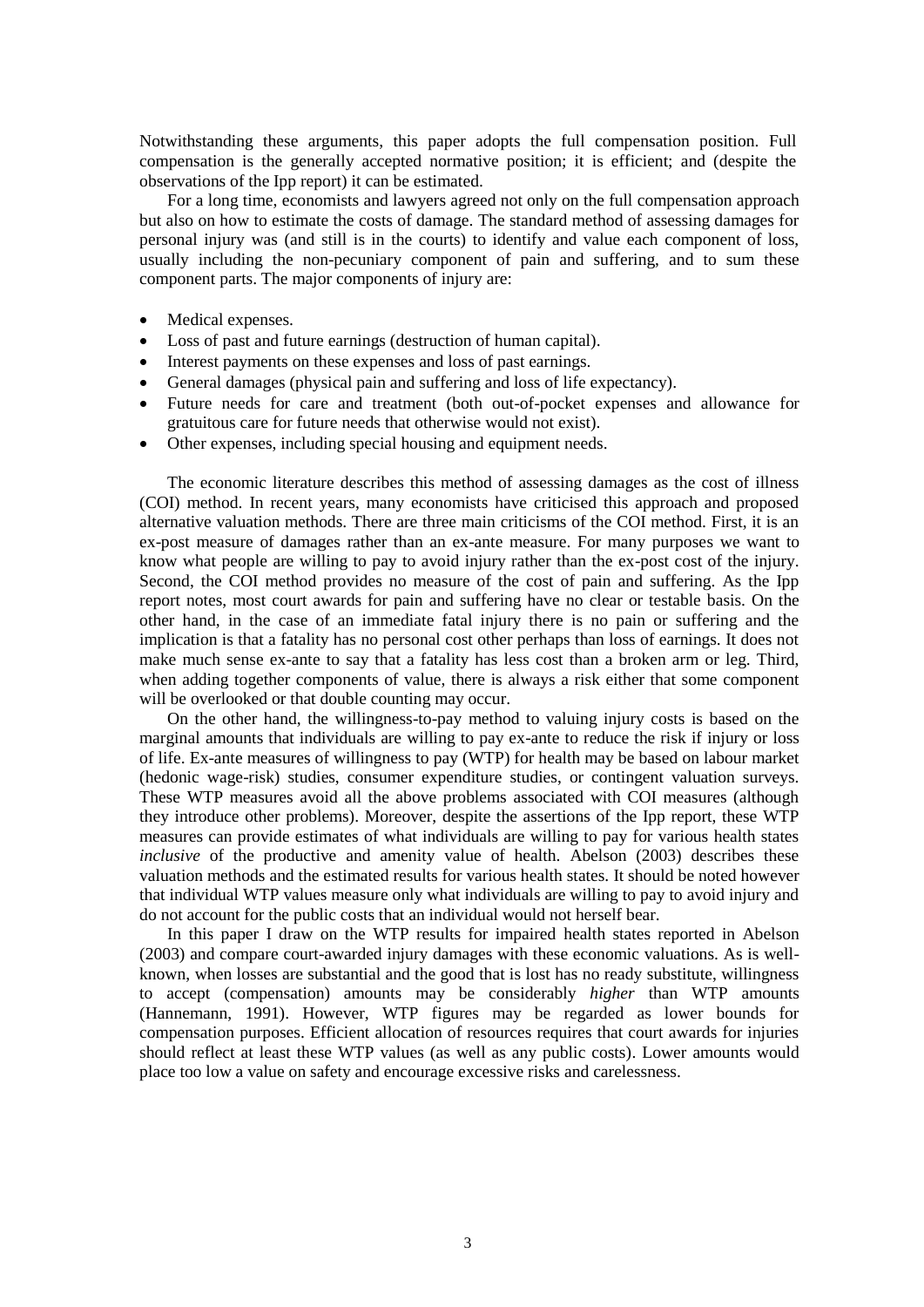Notwithstanding these arguments, this paper adopts the full compensation position. Full compensation is the generally accepted normative position; it is efficient; and (despite the observations of the Ipp report) it can be estimated.

For a long time, economists and lawyers agreed not only on the full compensation approach but also on how to estimate the costs of damage. The standard method of assessing damages for personal injury was (and still is in the courts) to identify and value each component of loss, usually including the non-pecuniary component of pain and suffering, and to sum these component parts. The major components of injury are:

- Medical expenses.
- Loss of past and future earnings (destruction of human capital).
- Interest payments on these expenses and loss of past earnings.
- General damages (physical pain and suffering and loss of life expectancy).
- Future needs for care and treatment (both out-of-pocket expenses and allowance for gratuitous care for future needs that otherwise would not exist).
- Other expenses, including special housing and equipment needs.

The economic literature describes this method of assessing damages as the cost of illness (COI) method. In recent years, many economists have criticised this approach and proposed alternative valuation methods. There are three main criticisms of the COI method. First, it is an ex-post measure of damages rather than an ex-ante measure. For many purposes we want to know what people are willing to pay to avoid injury rather than the ex-post cost of the injury. Second, the COI method provides no measure of the cost of pain and suffering. As the Ipp report notes, most court awards for pain and suffering have no clear or testable basis. On the other hand, in the case of an immediate fatal injury there is no pain or suffering and the implication is that a fatality has no personal cost other perhaps than loss of earnings. It does not make much sense ex-ante to say that a fatality has less cost than a broken arm or leg. Third, when adding together components of value, there is always a risk either that some component will be overlooked or that double counting may occur.

On the other hand, the willingness-to-pay method to valuing injury costs is based on the marginal amounts that individuals are willing to pay ex-ante to reduce the risk if injury or loss of life. Ex-ante measures of willingness to pay (WTP) for health may be based on labour market (hedonic wage-risk) studies, consumer expenditure studies, or contingent valuation surveys. These WTP measures avoid all the above problems associated with COI measures (although they introduce other problems). Moreover, despite the assertions of the Ipp report, these WTP measures can provide estimates of what individuals are willing to pay for various health states *inclusive* of the productive and amenity value of health. Abelson (2003) describes these valuation methods and the estimated results for various health states. It should be noted however that individual WTP values measure only what individuals are willing to pay to avoid injury and do not account for the public costs that an individual would not herself bear.

In this paper I draw on the WTP results for impaired health states reported in Abelson (2003) and compare court-awarded injury damages with these economic valuations. As is well-known, when losses are substantial and the good that is lost has no ready substitute, willingness to accept (compensation) amounts may be considerably *higher* than WTP amounts (Hannemann, 1991). However, WTP figures may be regarded as lower bounds for compensation purposes. Efficient allocation of resources requires that court awards for injuries should reflect at least these WTP values (as well as any public costs). Lower amounts would place too low a value on safety and encourage excessive risks and carelessness.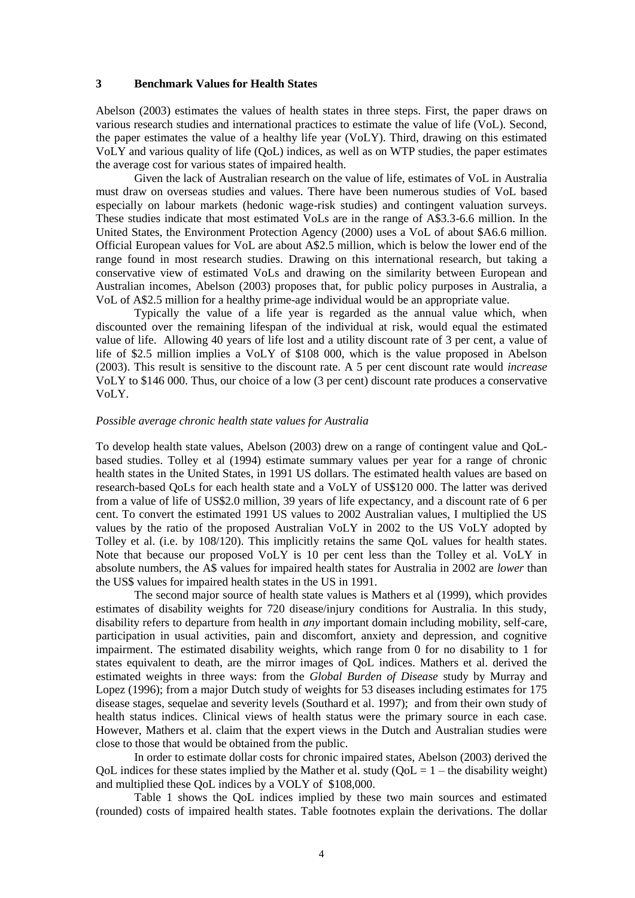## 3 Benchmark Values for Health States

Abelson (2003) estimates the values of health states in three steps. First, the paper draws on various research studies and international practices to estimate the value of life (VoL). Second, the paper estimates the value of a healthy life year (VoLY). Third, drawing on this estimated VoLY and various quality of life (QoL) indices, as well as on WTP studies, the paper estimates the average cost for various states of impaired health.

Given the lack of Australian research on the value of life, estimates of VoL in Australia must draw on overseas studies and values. There have been numerous studies of VoL based especially on labour markets (hedonic wage-risk studies) and contingent valuation surveys. These studies indicate that most estimated VoLs are in the range of A$3.3-6.6 million. In the United States, the Environment Protection Agency (2000) uses a VoL of about $A6.6 million. Official European values for VoL are about A$2.5 million, which is below the lower end of the range found in most research studies. Drawing on this international research, but taking a conservative view of estimated VoLs and drawing on the similarity between European and Australian incomes, Abelson (2003) proposes that, for public policy purposes in Australia, a VoL of A$2.5 million for a healthy prime-age individual would be an appropriate value.

Typically the value of a life year is regarded as the annual value which, when discounted over the remaining lifespan of the individual at risk, would equal the estimated value of life. Allowing 40 years of life lost and a utility discount rate of 3 per cent, a value of life of $2.5 million implies a VoLY of $108 000, which is the value proposed in Abelson (2003). This result is sensitive to the discount rate. A 5 per cent discount rate would *increase* VoLY to $146 000. Thus, our choice of a low (3 per cent) discount rate produces a conservative VoLY.

*Possible average chronic health state values for Australia*

To develop health state values, Abelson (2003) drew on a range of contingent value and QoL-based studies. Tolley et al (1994) estimate summary values per year for a range of chronic health states in the United States, in 1991 US dollars. The estimated health values are based on research-based QoLs for each health state and a VoLY of US$120 000. The latter was derived from a value of life of US$2.0 million, 39 years of life expectancy, and a discount rate of 6 per cent. To convert the estimated 1991 US values to 2002 Australian values, I multiplied the US values by the ratio of the proposed Australian VoLY in 2002 to the US VoLY adopted by Tolley et al. (i.e. by 108/120). This implicitly retains the same QoL values for health states. Note that because our proposed VoLY is 10 per cent less than the Tolley et al. VoLY in absolute numbers, the A$ values for impaired health states for Australia in 2002 are *lower* than the US$ values for impaired health states in the US in 1991.

The second major source of health state values is Mathers et al (1999), which provides estimates of disability weights for 720 disease/injury conditions for Australia. In this study, disability refers to departure from health in *any* important domain including mobility, self-care, participation in usual activities, pain and discomfort, anxiety and depression, and cognitive impairment. The estimated disability weights, which range from 0 for no disability to 1 for states equivalent to death, are the mirror images of QoL indices. Mathers et al. derived the estimated weights in three ways: from the *Global Burden of Disease* study by Murray and Lopez (1996); from a major Dutch study of weights for 53 diseases including estimates for 175 disease stages, sequelae and severity levels (Southard et al. 1997); and from their own study of health status indices. Clinical views of health status were the primary source in each case. However, Mathers et al. claim that the expert views in the Dutch and Australian studies were close to those that would be obtained from the public.

In order to estimate dollar costs for chronic impaired states, Abelson (2003) derived the QoL indices for these states implied by the Mather et al. study (QoL = 1 – the disability weight) and multiplied these QoL indices by a VOLY of $108,000.

Table 1 shows the QoL indices implied by these two main sources and estimated (rounded) costs of impaired health states. Table footnotes explain the derivations. The dollar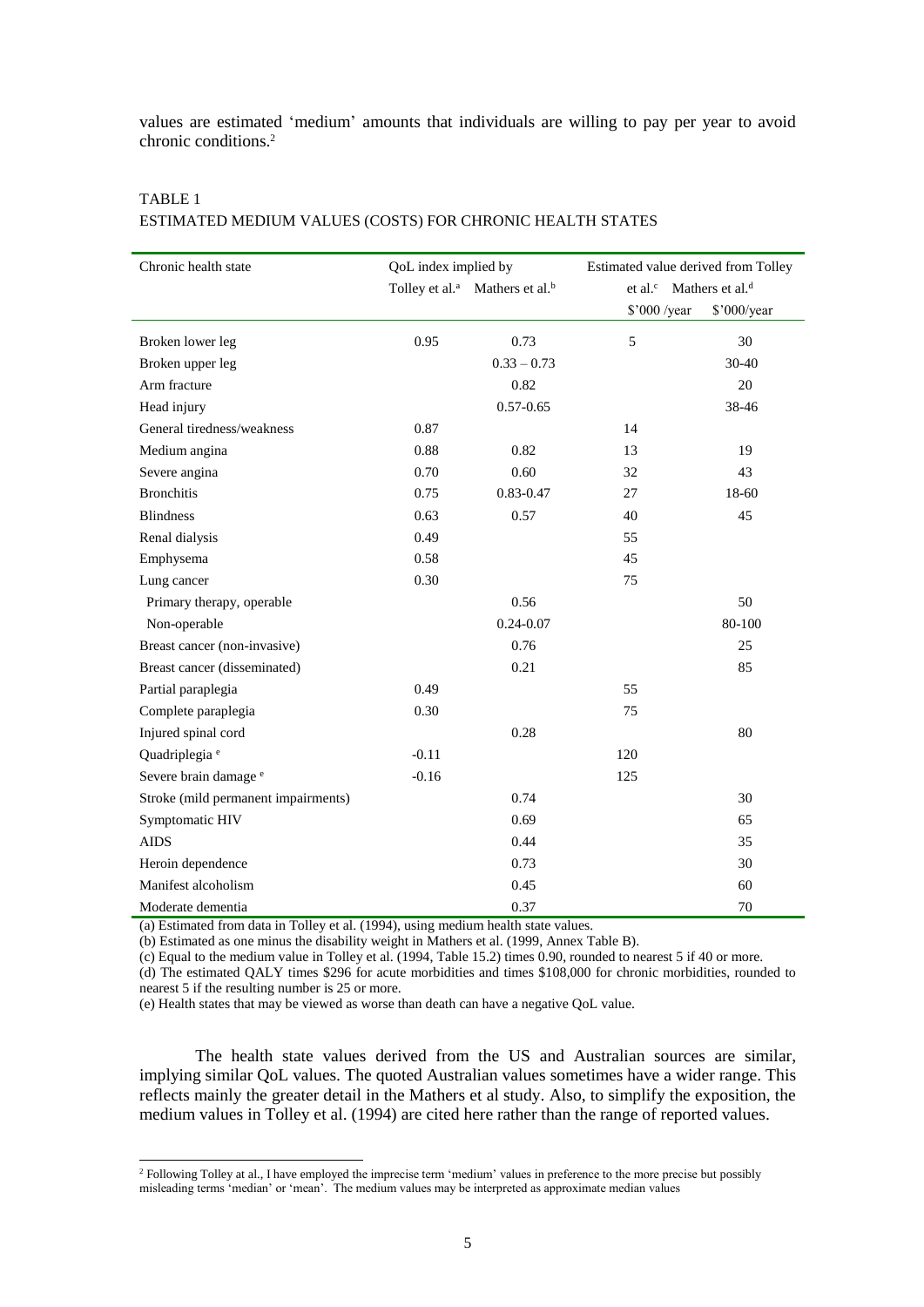values are estimated 'medium' amounts that individuals are willing to pay per year to avoid chronic conditions.[2]

TABLE 1
ESTIMATED MEDIUM VALUES (COSTS) FOR CHRONIC HEALTH STATES

| Chronic health state | QoL index implied by | | Estimated value derived from Tolley | |
|---|---|---|---|---|
| | Tolley et al.[a] | Mathers et al.[b] | et al.[c] | Mathers et al.[d] |
| | | | $'000 /year | $'000/year |
| Broken lower leg | 0.95 | 0.73 | 5 | 30 |
| Broken upper leg | | 0.33 – 0.73 | | 30-40 |
| Arm fracture | | 0.82 | | 20 |
| Head injury | | 0.57-0.65 | | 38-46 |
| General tiredness/weakness | 0.87 | | 14 | |
| Medium angina | 0.88 | 0.82 | 13 | 19 |
| Severe angina | 0.70 | 0.60 | 32 | 43 |
| Bronchitis | 0.75 | 0.83-0.47 | 27 | 18-60 |
| Blindness | 0.63 | 0.57 | 40 | 45 |
| Renal dialysis | 0.49 | | 55 | |
| Emphysema | 0.58 | | 45 | |
| Lung cancer | 0.30 | | 75 | |
| Primary therapy, operable | | 0.56 | | 50 |
| Non-operable | | 0.24-0.07 | | 80-100 |
| Breast cancer (non-invasive) | | 0.76 | | 25 |
| Breast cancer (disseminated) | | 0.21 | | 85 |
| Partial paraplegia | 0.49 | | 55 | |
| Complete paraplegia | 0.30 | | 75 | |
| Injured spinal cord | | 0.28 | | 80 |
| Quadriplegia [e] | -0.11 | | 120 | |
| Severe brain damage [e] | -0.16 | | 125 | |
| Stroke (mild permanent impairments) | | 0.74 | | 30 |
| Symptomatic HIV | | 0.69 | | 65 |
| AIDS | | 0.44 | | 35 |
| Heroin dependence | | 0.73 | | 30 |
| Manifest alcoholism | | 0.45 | | 60 |
| Moderate dementia | | 0.37 | | 70 |

(a) Estimated from data in Tolley et al. (1994), using medium health state values.
(b) Estimated as one minus the disability weight in Mathers et al. (1999, Annex Table B).
(c) Equal to the medium value in Tolley et al. (1994, Table 15.2) times 0.90, rounded to nearest 5 if 40 or more.
(d) The estimated QALY times $296 for acute morbidities and times $108,000 for chronic morbidities, rounded to nearest 5 if the resulting number is 25 or more.
(e) Health states that may be viewed as worse than death can have a negative QoL value.

The health state values derived from the US and Australian sources are similar, implying similar QoL values. The quoted Australian values sometimes have a wider range. This reflects mainly the greater detail in the Mathers et al study. Also, to simplify the exposition, the medium values in Tolley et al. (1994) are cited here rather than the range of reported values.

[2] Following Tolley at al., I have employed the imprecise term 'medium' values in preference to the more precise but possibly misleading terms 'median' or 'mean'. The medium values may be interpreted as approximate median values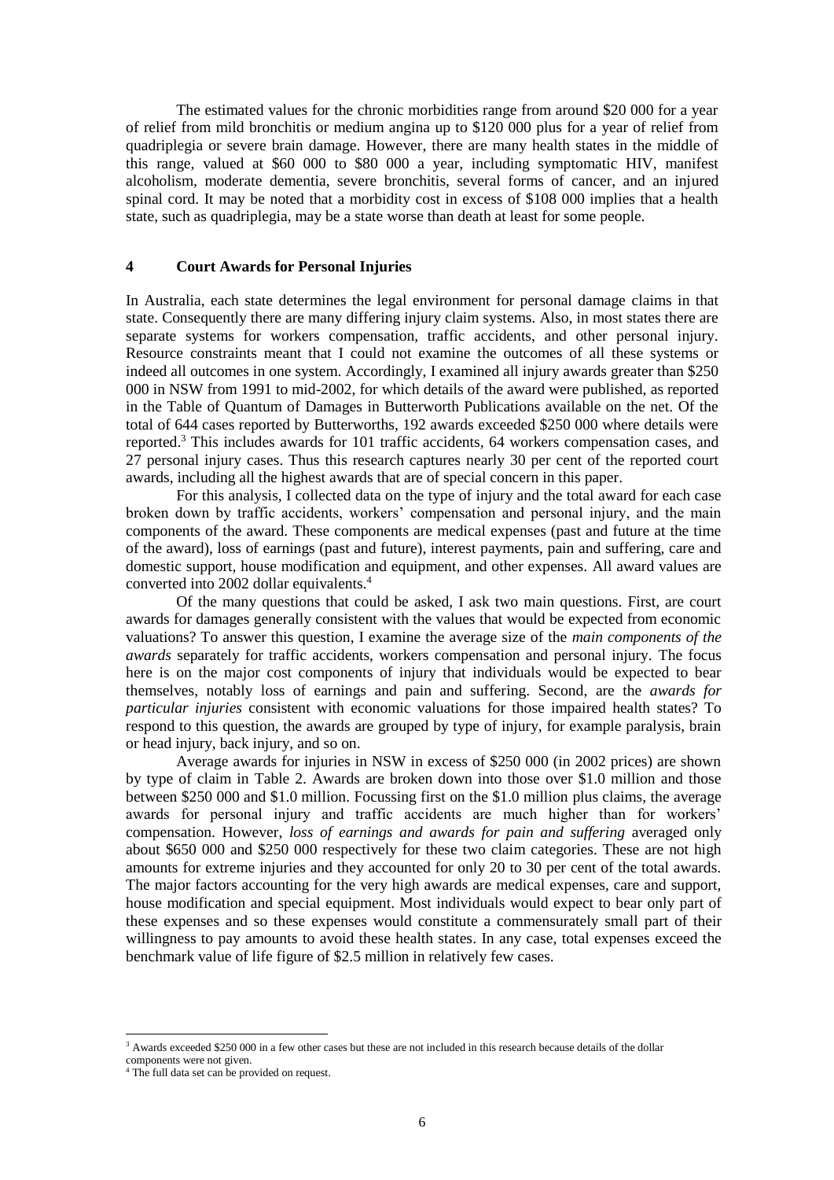The estimated values for the chronic morbidities range from around $20 000 for a year of relief from mild bronchitis or medium angina up to $120 000 plus for a year of relief from quadriplegia or severe brain damage. However, there are many health states in the middle of this range, valued at $60 000 to $80 000 a year, including symptomatic HIV, manifest alcoholism, moderate dementia, severe bronchitis, several forms of cancer, and an injured spinal cord. It may be noted that a morbidity cost in excess of $108 000 implies that a health state, such as quadriplegia, may be a state worse than death at least for some people.

## 4 Court Awards for Personal Injuries

In Australia, each state determines the legal environment for personal damage claims in that state. Consequently there are many differing injury claim systems. Also, in most states there are separate systems for workers compensation, traffic accidents, and other personal injury. Resource constraints meant that I could not examine the outcomes of all these systems or indeed all outcomes in one system. Accordingly, I examined all injury awards greater than $250 000 in NSW from 1991 to mid-2002, for which details of the award were published, as reported in the Table of Quantum of Damages in Butterworth Publications available on the net. Of the total of 644 cases reported by Butterworths, 192 awards exceeded $250 000 where details were reported.[3] This includes awards for 101 traffic accidents, 64 workers compensation cases, and 27 personal injury cases. Thus this research captures nearly 30 per cent of the reported court awards, including all the highest awards that are of special concern in this paper.

For this analysis, I collected data on the type of injury and the total award for each case broken down by traffic accidents, workers' compensation and personal injury, and the main components of the award. These components are medical expenses (past and future at the time of the award), loss of earnings (past and future), interest payments, pain and suffering, care and domestic support, house modification and equipment, and other expenses. All award values are converted into 2002 dollar equivalents.[4]

Of the many questions that could be asked, I ask two main questions. First, are court awards for damages generally consistent with the values that would be expected from economic valuations? To answer this question, I examine the average size of the *main components of the awards* separately for traffic accidents, workers compensation and personal injury. The focus here is on the major cost components of injury that individuals would be expected to bear themselves, notably loss of earnings and pain and suffering. Second, are the *awards for particular injuries* consistent with economic valuations for those impaired health states? To respond to this question, the awards are grouped by type of injury, for example paralysis, brain or head injury, back injury, and so on.

Average awards for injuries in NSW in excess of $250 000 (in 2002 prices) are shown by type of claim in Table 2. Awards are broken down into those over $1.0 million and those between $250 000 and $1.0 million. Focussing first on the $1.0 million plus claims, the average awards for personal injury and traffic accidents are much higher than for workers' compensation. However, *loss of earnings and awards for pain and suffering* averaged only about $650 000 and $250 000 respectively for these two claim categories. These are not high amounts for extreme injuries and they accounted for only 20 to 30 per cent of the total awards. The major factors accounting for the very high awards are medical expenses, care and support, house modification and special equipment. Most individuals would expect to bear only part of these expenses and so these expenses would constitute a commensurately small part of their willingness to pay amounts to avoid these health states. In any case, total expenses exceed the benchmark value of life figure of $2.5 million in relatively few cases.

---

[3] Awards exceeded $250 000 in a few other cases but these are not included in this research because details of the dollar components were not given.

[4] The full data set can be provided on request.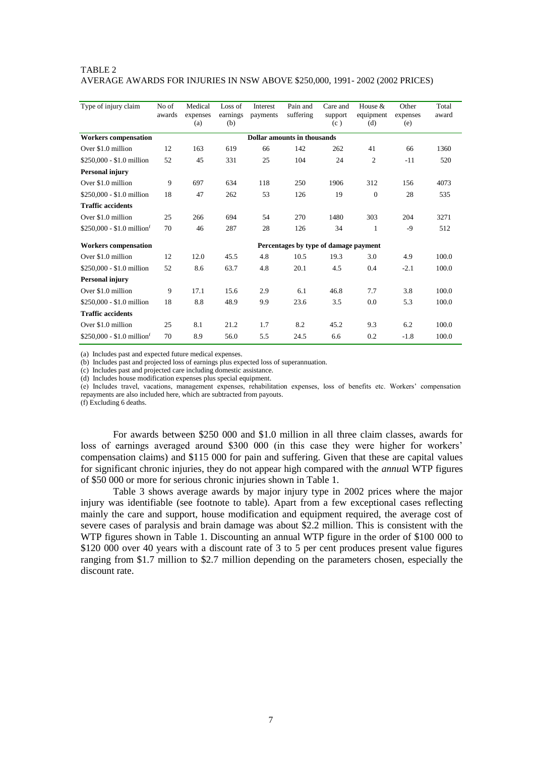TABLE 2
AVERAGE AWARDS FOR INJURIES IN NSW ABOVE $250,000, 1991- 2002 (2002 PRICES)

| Type of injury claim | No of awards | Medical expenses (a) | Loss of earnings (b) | Interest payments | Pain and suffering | Care and support (c) | House & equipment (d) | Other expenses (e) | Total award |
|---|---|---|---|---|---|---|---|---|---|
| **Workers compensation** | | | | Dollar amounts in thousands | | | | | |
| Over $1.0 million | 12 | 163 | 619 | 66 | 142 | 262 | 41 | 66 | 1360 |
| $250,000 - $1.0 million | 52 | 45 | 331 | 25 | 104 | 24 | 2 | -11 | 520 |
| **Personal injury** | | | | | | | | | |
| Over $1.0 million | 9 | 697 | 634 | 118 | 250 | 1906 | 312 | 156 | 4073 |
| $250,000 - $1.0 million | 18 | 47 | 262 | 53 | 126 | 19 | 0 | 28 | 535 |
| **Traffic accidents** | | | | | | | | | |
| Over $1.0 million | 25 | 266 | 694 | 54 | 270 | 1480 | 303 | 204 | 3271 |
| $250,000 - $1.0 million[f] | 70 | 46 | 287 | 28 | 126 | 34 | 1 | -9 | 512 |
| **Workers compensation** | | | | Percentages by type of damage payment | | | | | |
| Over $1.0 million | 12 | 12.0 | 45.5 | 4.8 | 10.5 | 19.3 | 3.0 | 4.9 | 100.0 |
| $250,000 - $1.0 million | 52 | 8.6 | 63.7 | 4.8 | 20.1 | 4.5 | 0.4 | -2.1 | 100.0 |
| **Personal injury** | | | | | | | | | |
| Over $1.0 million | 9 | 17.1 | 15.6 | 2.9 | 6.1 | 46.8 | 7.7 | 3.8 | 100.0 |
| $250,000 - $1.0 million | 18 | 8.8 | 48.9 | 9.9 | 23.6 | 3.5 | 0.0 | 5.3 | 100.0 |
| **Traffic accidents** | | | | | | | | | |
| Over $1.0 million | 25 | 8.1 | 21.2 | 1.7 | 8.2 | 45.2 | 9.3 | 6.2 | 100.0 |
| $250,000 - $1.0 million[f] | 70 | 8.9 | 56.0 | 5.5 | 24.5 | 6.6 | 0.2 | -1.8 | 100.0 |

(a) Includes past and expected future medical expenses.
(b) Includes past and projected loss of earnings plus expected loss of superannuation.
(c) Includes past and projected care including domestic assistance.
(d) Includes house modification expenses plus special equipment.
(e) Includes travel, vacations, management expenses, rehabilitation expenses, loss of benefits etc. Workers' compensation repayments are also included here, which are subtracted from payouts.
(f) Excluding 6 deaths.

For awards between $250 000 and $1.0 million in all three claim classes, awards for loss of earnings averaged around $300 000 (in this case they were higher for workers' compensation claims) and $115 000 for pain and suffering. Given that these are capital values for significant chronic injuries, they do not appear high compared with the *annual* WTP figures of $50 000 or more for serious chronic injuries shown in Table 1.

Table 3 shows average awards by major injury type in 2002 prices where the major injury was identifiable (see footnote to table). Apart from a few exceptional cases reflecting mainly the care and support, house modification and equipment required, the average cost of severe cases of paralysis and brain damage was about $2.2 million. This is consistent with the WTP figures shown in Table 1. Discounting an annual WTP figure in the order of $100 000 to $120 000 over 40 years with a discount rate of 3 to 5 per cent produces present value figures ranging from $1.7 million to $2.7 million depending on the parameters chosen, especially the discount rate.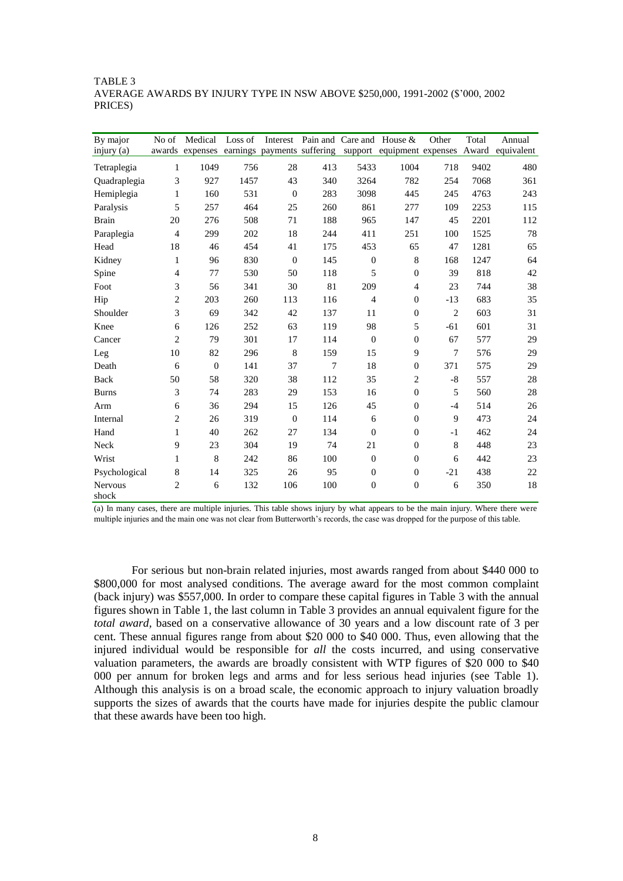TABLE 3
AVERAGE AWARDS BY INJURY TYPE IN NSW ABOVE $250,000, 1991-2002 ($'000, 2002 PRICES)

| By major injury (a) | No of awards | Medical expenses | Loss of earnings | Interest payments | Pain and suffering | Care and support | House & equipment | Other expenses | Total Award | Annual equivalent |
|---|---|---|---|---|---|---|---|---|---|---|
| Tetraplegia | 1 | 1049 | 756 | 28 | 413 | 5433 | 1004 | 718 | 9402 | 480 |
| Quadraplegia | 3 | 927 | 1457 | 43 | 340 | 3264 | 782 | 254 | 7068 | 361 |
| Hemiplegia | 1 | 160 | 531 | 0 | 283 | 3098 | 445 | 245 | 4763 | 243 |
| Paralysis | 5 | 257 | 464 | 25 | 260 | 861 | 277 | 109 | 2253 | 115 |
| Brain | 20 | 276 | 508 | 71 | 188 | 965 | 147 | 45 | 2201 | 112 |
| Paraplegia | 4 | 299 | 202 | 18 | 244 | 411 | 251 | 100 | 1525 | 78 |
| Head | 18 | 46 | 454 | 41 | 175 | 453 | 65 | 47 | 1281 | 65 |
| Kidney | 1 | 96 | 830 | 0 | 145 | 0 | 8 | 168 | 1247 | 64 |
| Spine | 4 | 77 | 530 | 50 | 118 | 5 | 0 | 39 | 818 | 42 |
| Foot | 3 | 56 | 341 | 30 | 81 | 209 | 4 | 23 | 744 | 38 |
| Hip | 2 | 203 | 260 | 113 | 116 | 4 | 0 | -13 | 683 | 35 |
| Shoulder | 3 | 69 | 342 | 42 | 137 | 11 | 0 | 2 | 603 | 31 |
| Knee | 6 | 126 | 252 | 63 | 119 | 98 | 5 | -61 | 601 | 31 |
| Cancer | 2 | 79 | 301 | 17 | 114 | 0 | 0 | 67 | 577 | 29 |
| Leg | 10 | 82 | 296 | 8 | 159 | 15 | 9 | 7 | 576 | 29 |
| Death | 6 | 0 | 141 | 37 | 7 | 18 | 0 | 371 | 575 | 29 |
| Back | 50 | 58 | 320 | 38 | 112 | 35 | 2 | -8 | 557 | 28 |
| Burns | 3 | 74 | 283 | 29 | 153 | 16 | 0 | 5 | 560 | 28 |
| Arm | 6 | 36 | 294 | 15 | 126 | 45 | 0 | -4 | 514 | 26 |
| Internal | 2 | 26 | 319 | 0 | 114 | 6 | 0 | 9 | 473 | 24 |
| Hand | 1 | 40 | 262 | 27 | 134 | 0 | 0 | -1 | 462 | 24 |
| Neck | 9 | 23 | 304 | 19 | 74 | 21 | 0 | 8 | 448 | 23 |
| Wrist | 1 | 8 | 242 | 86 | 100 | 0 | 0 | 6 | 442 | 23 |
| Psychological | 8 | 14 | 325 | 26 | 95 | 0 | 0 | -21 | 438 | 22 |
| Nervous shock | 2 | 6 | 132 | 106 | 100 | 0 | 0 | 6 | 350 | 18 |

(a) In many cases, there are multiple injuries. This table shows injury by what appears to be the main injury. Where there were multiple injuries and the main one was not clear from Butterworth's records, the case was dropped for the purpose of this table.

For serious but non-brain related injuries, most awards ranged from about $440 000 to $800,000 for most analysed conditions. The average award for the most common complaint (back injury) was $557,000. In order to compare these capital figures in Table 3 with the annual figures shown in Table 1, the last column in Table 3 provides an annual equivalent figure for the *total award*, based on a conservative allowance of 30 years and a low discount rate of 3 per cent. These annual figures range from about $20 000 to $40 000. Thus, even allowing that the injured individual would be responsible for *all* the costs incurred, and using conservative valuation parameters, the awards are broadly consistent with WTP figures of $20 000 to $40 000 per annum for broken legs and arms and for less serious head injuries (see Table 1). Although this analysis is on a broad scale, the economic approach to injury valuation broadly supports the sizes of awards that the courts have made for injuries despite the public clamour that these awards have been too high.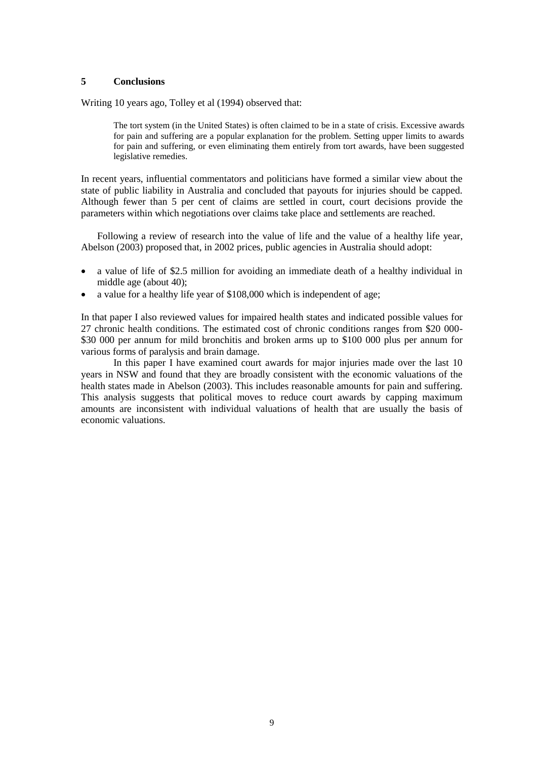## 5 Conclusions

Writing 10 years ago, Tolley et al (1994) observed that:

> The tort system (in the United States) is often claimed to be in a state of crisis. Excessive awards for pain and suffering are a popular explanation for the problem. Setting upper limits to awards for pain and suffering, or even eliminating them entirely from tort awards, have been suggested legislative remedies.

In recent years, influential commentators and politicians have formed a similar view about the state of public liability in Australia and concluded that payouts for injuries should be capped. Although fewer than 5 per cent of claims are settled in court, court decisions provide the parameters within which negotiations over claims take place and settlements are reached.

Following a review of research into the value of life and the value of a healthy life year, Abelson (2003) proposed that, in 2002 prices, public agencies in Australia should adopt:

- a value of life of $2.5 million for avoiding an immediate death of a healthy individual in middle age (about 40);
- a value for a healthy life year of $108,000 which is independent of age;

In that paper I also reviewed values for impaired health states and indicated possible values for 27 chronic health conditions. The estimated cost of chronic conditions ranges from $20 000-$30 000 per annum for mild bronchitis and broken arms up to $100 000 plus per annum for various forms of paralysis and brain damage.

In this paper I have examined court awards for major injuries made over the last 10 years in NSW and found that they are broadly consistent with the economic valuations of the health states made in Abelson (2003). This includes reasonable amounts for pain and suffering. This analysis suggests that political moves to reduce court awards by capping maximum amounts are inconsistent with individual valuations of health that are usually the basis of economic valuations.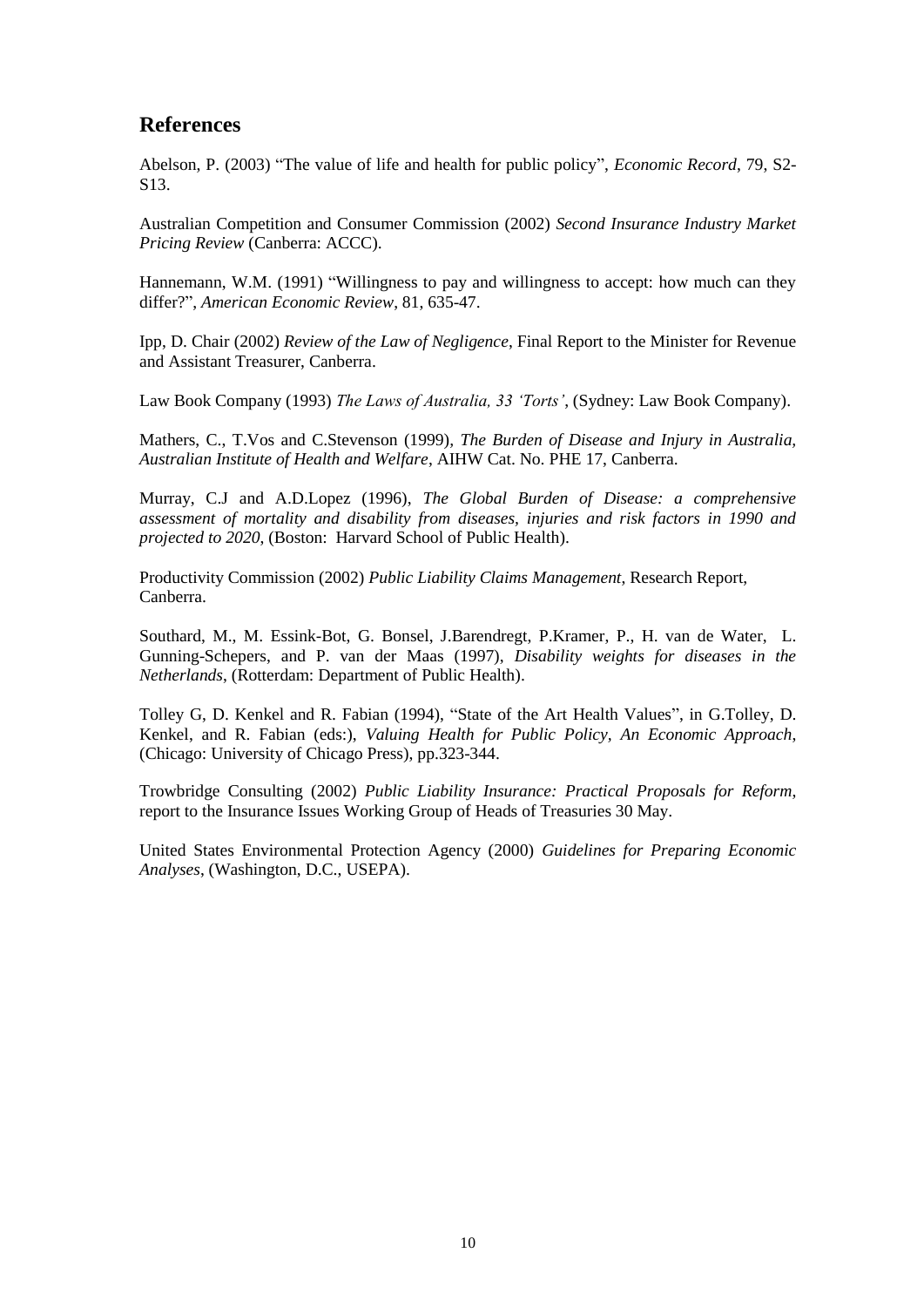## References

Abelson, P. (2003) "The value of life and health for public policy", *Economic Record*, 79, S2-S13.

Australian Competition and Consumer Commission (2002) *Second Insurance Industry Market Pricing Review* (Canberra: ACCC).

Hannemann, W.M. (1991) "Willingness to pay and willingness to accept: how much can they differ?", *American Economic Review*, 81, 635-47.

Ipp, D. Chair (2002) *Review of the Law of Negligence*, Final Report to the Minister for Revenue and Assistant Treasurer, Canberra.

Law Book Company (1993) *The Laws of Australia, 33 'Torts'*, (Sydney: Law Book Company).

Mathers, C., T.Vos and C.Stevenson (1999), *The Burden of Disease and Injury in Australia, Australian Institute of Health and Welfare*, AIHW Cat. No. PHE 17, Canberra.

Murray, C.J and A.D.Lopez (1996), *The Global Burden of Disease: a comprehensive assessment of mortality and disability from diseases, injuries and risk factors in 1990 and projected to 2020*, (Boston: Harvard School of Public Health).

Productivity Commission (2002) *Public Liability Claims Management*, Research Report, Canberra.

Southard, M., M. Essink-Bot, G. Bonsel, J.Barendregt, P.Kramer, P., H. van de Water, L. Gunning-Schepers, and P. van der Maas (1997), *Disability weights for diseases in the Netherlands*, (Rotterdam: Department of Public Health).

Tolley G, D. Kenkel and R. Fabian (1994), "State of the Art Health Values", in G.Tolley, D. Kenkel, and R. Fabian (eds:), *Valuing Health for Public Policy, An Economic Approach*, (Chicago: University of Chicago Press), pp.323-344.

Trowbridge Consulting (2002) *Public Liability Insurance: Practical Proposals for Reform*, report to the Insurance Issues Working Group of Heads of Treasuries 30 May.

United States Environmental Protection Agency (2000) *Guidelines for Preparing Economic Analyses*, (Washington, D.C., USEPA).